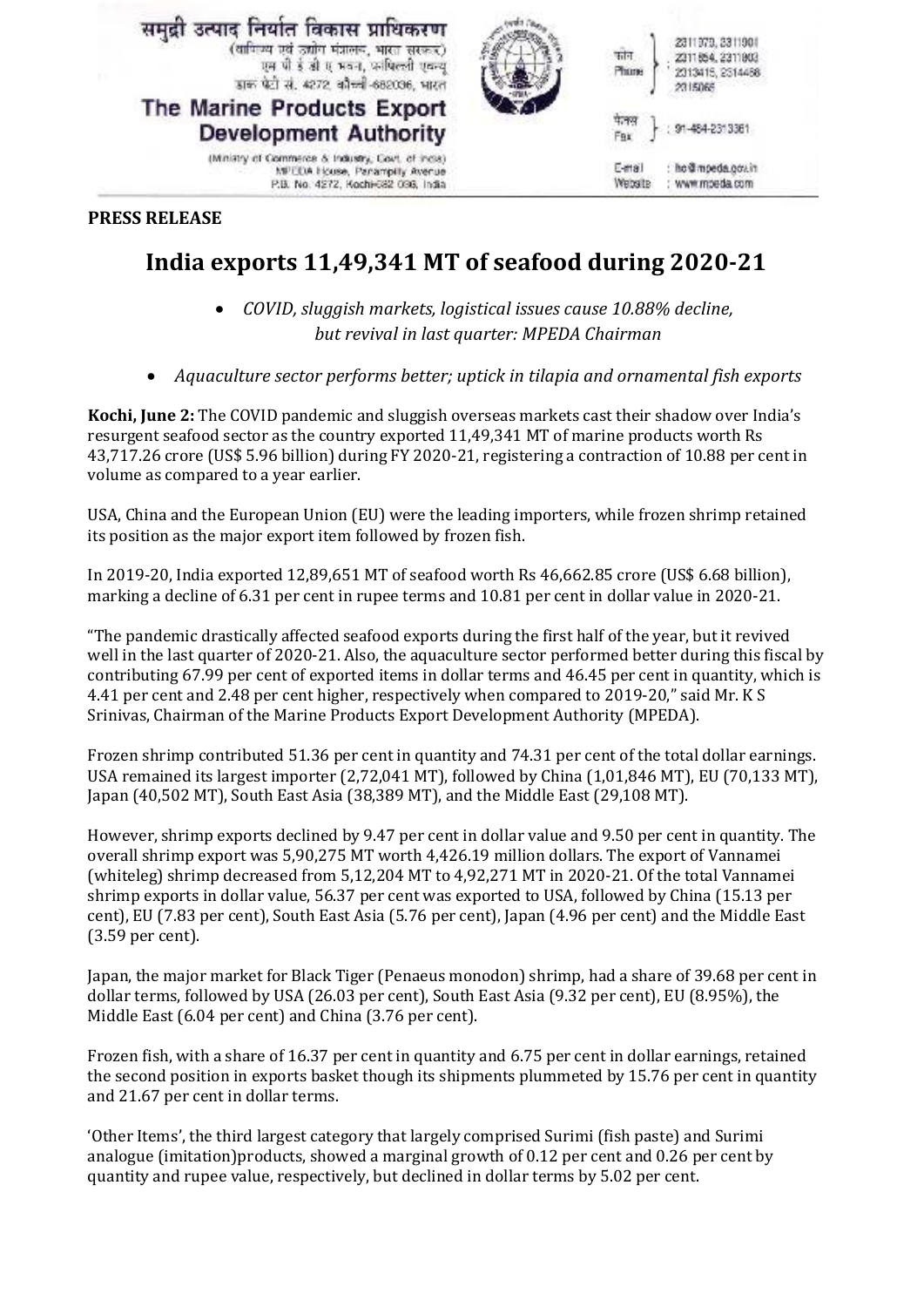समुद्री उत्पाद निर्यात विकास प्राधिकरण
(वाणिज्य एवं उद्योग मंत्रालय, भारत सरकार)
एम पी ई डी ए भवन, पनम्पिल्ली एवन्यू
डाक पेटी सं. 4272, कोच्ची-682036, भारत

**The Marine Products Export Development Authority**
(Ministry of Commerce & Industry, Govt. of India)
MPEDA House, Panampilly Avenue
P.B. No. 4272, Kochi-682 036, India

फोन / Phone: 2311979, 2311901, 2311854, 2311803, 2313415, 2314468, 2315065
फैक्स / Fax: 91-484-2313361
E-mail: ho@mpeda.gov.in
Website: www.mpeda.com

**PRESS RELEASE**

# India exports 11,49,341 MT of seafood during 2020-21

- *COVID, sluggish markets, logistical issues cause 10.88% decline, but revival in last quarter: MPEDA Chairman*
- *Aquaculture sector performs better; uptick in tilapia and ornamental fish exports*

**Kochi, June 2:** The COVID pandemic and sluggish overseas markets cast their shadow over India's resurgent seafood sector as the country exported 11,49,341 MT of marine products worth Rs 43,717.26 crore (US$ 5.96 billion) during FY 2020-21, registering a contraction of 10.88 per cent in volume as compared to a year earlier.

USA, China and the European Union (EU) were the leading importers, while frozen shrimp retained its position as the major export item followed by frozen fish.

In 2019-20, India exported 12,89,651 MT of seafood worth Rs 46,662.85 crore (US$ 6.68 billion), marking a decline of 6.31 per cent in rupee terms and 10.81 per cent in dollar value in 2020-21.

"The pandemic drastically affected seafood exports during the first half of the year, but it revived well in the last quarter of 2020-21. Also, the aquaculture sector performed better during this fiscal by contributing 67.99 per cent of exported items in dollar terms and 46.45 per cent in quantity, which is 4.41 per cent and 2.48 per cent higher, respectively when compared to 2019-20," said Mr. K S Srinivas, Chairman of the Marine Products Export Development Authority (MPEDA).

Frozen shrimp contributed 51.36 per cent in quantity and 74.31 per cent of the total dollar earnings. USA remained its largest importer (2,72,041 MT), followed by China (1,01,846 MT), EU (70,133 MT), Japan (40,502 MT), South East Asia (38,389 MT), and the Middle East (29,108 MT).

However, shrimp exports declined by 9.47 per cent in dollar value and 9.50 per cent in quantity. The overall shrimp export was 5,90,275 MT worth 4,426.19 million dollars. The export of Vannamei (whiteleg) shrimp decreased from 5,12,204 MT to 4,92,271 MT in 2020-21. Of the total Vannamei shrimp exports in dollar value, 56.37 per cent was exported to USA, followed by China (15.13 per cent), EU (7.83 per cent), South East Asia (5.76 per cent), Japan (4.96 per cent) and the Middle East (3.59 per cent).

Japan, the major market for Black Tiger (Penaeus monodon) shrimp, had a share of 39.68 per cent in dollar terms, followed by USA (26.03 per cent), South East Asia (9.32 per cent), EU (8.95%), the Middle East (6.04 per cent) and China (3.76 per cent).

Frozen fish, with a share of 16.37 per cent in quantity and 6.75 per cent in dollar earnings, retained the second position in exports basket though its shipments plummeted by 15.76 per cent in quantity and 21.67 per cent in dollar terms.

'Other Items', the third largest category that largely comprised Surimi (fish paste) and Surimi analogue (imitation)products, showed a marginal growth of 0.12 per cent and 0.26 per cent by quantity and rupee value, respectively, but declined in dollar terms by 5.02 per cent.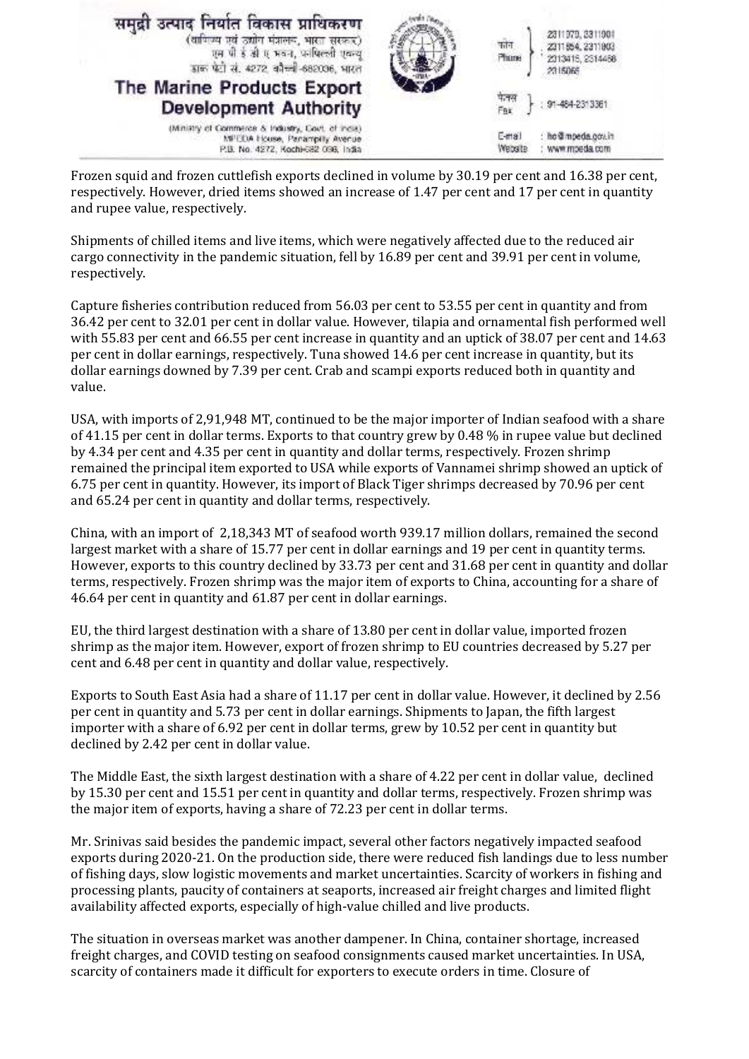Frozen squid and frozen cuttlefish exports declined in volume by 30.19 per cent and 16.38 per cent, respectively. However, dried items showed an increase of 1.47 per cent and 17 per cent in quantity and rupee value, respectively.

Shipments of chilled items and live items, which were negatively affected due to the reduced air cargo connectivity in the pandemic situation, fell by 16.89 per cent and 39.91 per cent in volume, respectively.

Capture fisheries contribution reduced from 56.03 per cent to 53.55 per cent in quantity and from 36.42 per cent to 32.01 per cent in dollar value. However, tilapia and ornamental fish performed well with 55.83 per cent and 66.55 per cent increase in quantity and an uptick of 38.07 per cent and 14.63 per cent in dollar earnings, respectively. Tuna showed 14.6 per cent increase in quantity, but its dollar earnings downed by 7.39 per cent. Crab and scampi exports reduced both in quantity and value.

USA, with imports of 2,91,948 MT, continued to be the major importer of Indian seafood with a share of 41.15 per cent in dollar terms. Exports to that country grew by 0.48 % in rupee value but declined by 4.34 per cent and 4.35 per cent in quantity and dollar terms, respectively. Frozen shrimp remained the principal item exported to USA while exports of Vannamei shrimp showed an uptick of 6.75 per cent in quantity. However, its import of Black Tiger shrimps decreased by 70.96 per cent and 65.24 per cent in quantity and dollar terms, respectively.

China, with an import of 2,18,343 MT of seafood worth 939.17 million dollars, remained the second largest market with a share of 15.77 per cent in dollar earnings and 19 per cent in quantity terms. However, exports to this country declined by 33.73 per cent and 31.68 per cent in quantity and dollar terms, respectively. Frozen shrimp was the major item of exports to China, accounting for a share of 46.64 per cent in quantity and 61.87 per cent in dollar earnings.

EU, the third largest destination with a share of 13.80 per cent in dollar value, imported frozen shrimp as the major item. However, export of frozen shrimp to EU countries decreased by 5.27 per cent and 6.48 per cent in quantity and dollar value, respectively.

Exports to South East Asia had a share of 11.17 per cent in dollar value. However, it declined by 2.56 per cent in quantity and 5.73 per cent in dollar earnings. Shipments to Japan, the fifth largest importer with a share of 6.92 per cent in dollar terms, grew by 10.52 per cent in quantity but declined by 2.42 per cent in dollar value.

The Middle East, the sixth largest destination with a share of 4.22 per cent in dollar value, declined by 15.30 per cent and 15.51 per cent in quantity and dollar terms, respectively. Frozen shrimp was the major item of exports, having a share of 72.23 per cent in dollar terms.

Mr. Srinivas said besides the pandemic impact, several other factors negatively impacted seafood exports during 2020-21. On the production side, there were reduced fish landings due to less number of fishing days, slow logistic movements and market uncertainties. Scarcity of workers in fishing and processing plants, paucity of containers at seaports, increased air freight charges and limited flight availability affected exports, especially of high-value chilled and live products.

The situation in overseas market was another dampener. In China, container shortage, increased freight charges, and COVID testing on seafood consignments caused market uncertainties. In USA, scarcity of containers made it difficult for exporters to execute orders in time. Closure of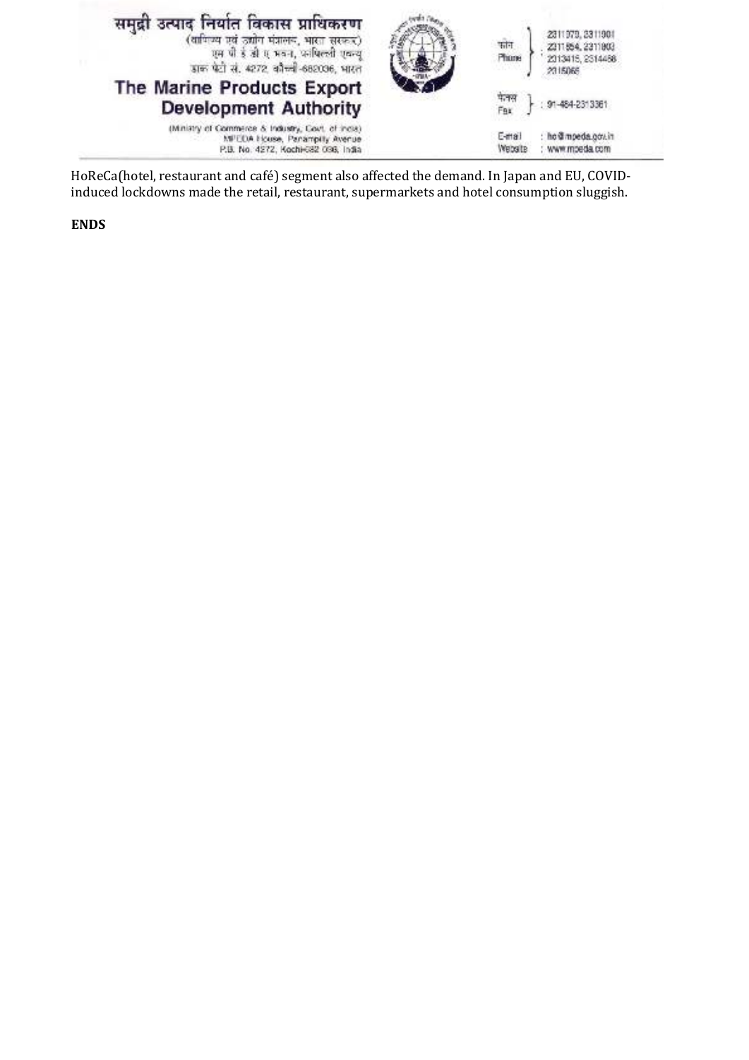HoReCa(hotel, restaurant and café) segment also affected the demand. In Japan and EU, COVID-induced lockdowns made the retail, restaurant, supermarkets and hotel consumption sluggish.

**ENDS**